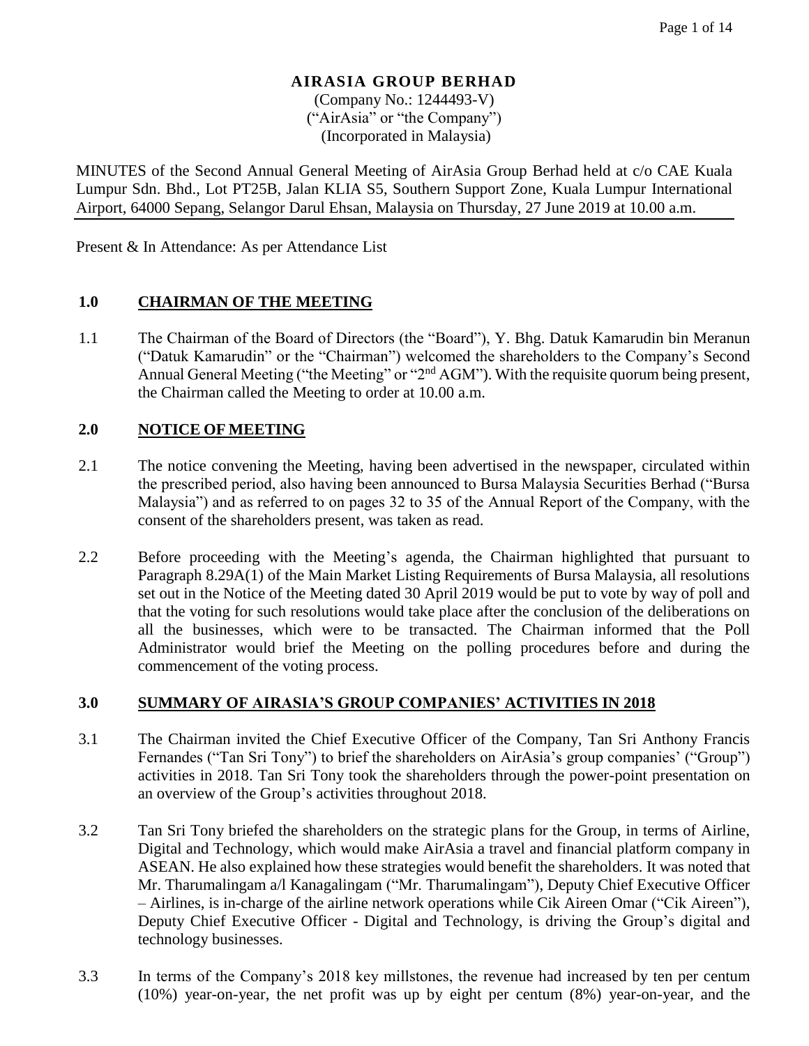**AIRASIA GROUP BERHAD**
(Company No.: 1244493-V)
("AirAsia" or "the Company")
(Incorporated in Malaysia)

MINUTES of the Second Annual General Meeting of AirAsia Group Berhad held at c/o CAE Kuala Lumpur Sdn. Bhd., Lot PT25B, Jalan KLIA S5, Southern Support Zone, Kuala Lumpur International Airport, 64000 Sepang, Selangor Darul Ehsan, Malaysia on Thursday, 27 June 2019 at 10.00 a.m.

Present & In Attendance: As per Attendance List

## 1.0 CHAIRMAN OF THE MEETING

1.1 The Chairman of the Board of Directors (the "Board"), Y. Bhg. Datuk Kamarudin bin Meranun ("Datuk Kamarudin" or the "Chairman") welcomed the shareholders to the Company's Second Annual General Meeting ("the Meeting" or "2nd AGM"). With the requisite quorum being present, the Chairman called the Meeting to order at 10.00 a.m.

## 2.0 NOTICE OF MEETING

2.1 The notice convening the Meeting, having been advertised in the newspaper, circulated within the prescribed period, also having been announced to Bursa Malaysia Securities Berhad ("Bursa Malaysia") and as referred to on pages 32 to 35 of the Annual Report of the Company, with the consent of the shareholders present, was taken as read.

2.2 Before proceeding with the Meeting's agenda, the Chairman highlighted that pursuant to Paragraph 8.29A(1) of the Main Market Listing Requirements of Bursa Malaysia, all resolutions set out in the Notice of the Meeting dated 30 April 2019 would be put to vote by way of poll and that the voting for such resolutions would take place after the conclusion of the deliberations on all the businesses, which were to be transacted. The Chairman informed that the Poll Administrator would brief the Meeting on the polling procedures before and during the commencement of the voting process.

## 3.0 SUMMARY OF AIRASIA'S GROUP COMPANIES' ACTIVITIES IN 2018

3.1 The Chairman invited the Chief Executive Officer of the Company, Tan Sri Anthony Francis Fernandes ("Tan Sri Tony") to brief the shareholders on AirAsia's group companies' ("Group") activities in 2018. Tan Sri Tony took the shareholders through the power-point presentation on an overview of the Group's activities throughout 2018.

3.2 Tan Sri Tony briefed the shareholders on the strategic plans for the Group, in terms of Airline, Digital and Technology, which would make AirAsia a travel and financial platform company in ASEAN. He also explained how these strategies would benefit the shareholders. It was noted that Mr. Tharumalingam a/l Kanagalingam ("Mr. Tharumalingam"), Deputy Chief Executive Officer – Airlines, is in-charge of the airline network operations while Cik Aireen Omar ("Cik Aireen"), Deputy Chief Executive Officer - Digital and Technology, is driving the Group's digital and technology businesses.

3.3 In terms of the Company's 2018 key millstones, the revenue had increased by ten per centum (10%) year-on-year, the net profit was up by eight per centum (8%) year-on-year, and the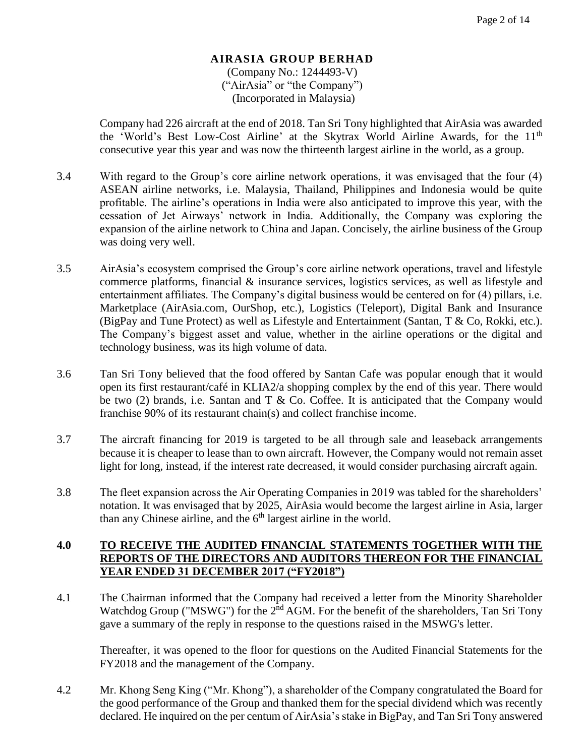**AIRASIA GROUP BERHAD**
(Company No.: 1244493-V)
("AirAsia" or "the Company")
(Incorporated in Malaysia)

Company had 226 aircraft at the end of 2018. Tan Sri Tony highlighted that AirAsia was awarded the 'World's Best Low-Cost Airline' at the Skytrax World Airline Awards, for the 11th consecutive year this year and was now the thirteenth largest airline in the world, as a group.

3.4 With regard to the Group's core airline network operations, it was envisaged that the four (4) ASEAN airline networks, i.e. Malaysia, Thailand, Philippines and Indonesia would be quite profitable. The airline's operations in India were also anticipated to improve this year, with the cessation of Jet Airways' network in India. Additionally, the Company was exploring the expansion of the airline network to China and Japan. Concisely, the airline business of the Group was doing very well.

3.5 AirAsia's ecosystem comprised the Group's core airline network operations, travel and lifestyle commerce platforms, financial & insurance services, logistics services, as well as lifestyle and entertainment affiliates. The Company's digital business would be centered on for (4) pillars, i.e. Marketplace (AirAsia.com, OurShop, etc.), Logistics (Teleport), Digital Bank and Insurance (BigPay and Tune Protect) as well as Lifestyle and Entertainment (Santan, T & Co, Rokki, etc.). The Company's biggest asset and value, whether in the airline operations or the digital and technology business, was its high volume of data.

3.6 Tan Sri Tony believed that the food offered by Santan Cafe was popular enough that it would open its first restaurant/café in KLIA2/a shopping complex by the end of this year. There would be two (2) brands, i.e. Santan and T & Co. Coffee. It is anticipated that the Company would franchise 90% of its restaurant chain(s) and collect franchise income.

3.7 The aircraft financing for 2019 is targeted to be all through sale and leaseback arrangements because it is cheaper to lease than to own aircraft. However, the Company would not remain asset light for long, instead, if the interest rate decreased, it would consider purchasing aircraft again.

3.8 The fleet expansion across the Air Operating Companies in 2019 was tabled for the shareholders' notation. It was envisaged that by 2025, AirAsia would become the largest airline in Asia, larger than any Chinese airline, and the 6th largest airline in the world.

## 4.0 <u>TO RECEIVE THE AUDITED FINANCIAL STATEMENTS TOGETHER WITH THE REPORTS OF THE DIRECTORS AND AUDITORS THEREON FOR THE FINANCIAL YEAR ENDED 31 DECEMBER 2017 ("FY2018")</u>

4.1 The Chairman informed that the Company had received a letter from the Minority Shareholder Watchdog Group ("MSWG") for the 2nd AGM. For the benefit of the shareholders, Tan Sri Tony gave a summary of the reply in response to the questions raised in the MSWG's letter.

Thereafter, it was opened to the floor for questions on the Audited Financial Statements for the FY2018 and the management of the Company.

4.2 Mr. Khong Seng King ("Mr. Khong"), a shareholder of the Company congratulated the Board for the good performance of the Group and thanked them for the special dividend which was recently declared. He inquired on the per centum of AirAsia's stake in BigPay, and Tan Sri Tony answered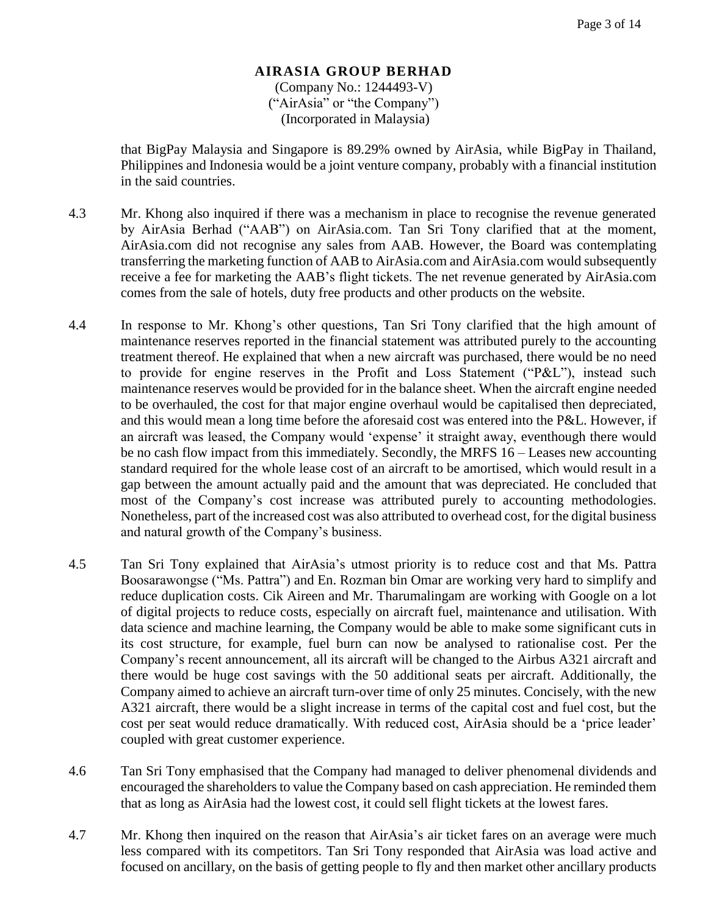**AIRASIA GROUP BERHAD**
(Company No.: 1244493-V)
("AirAsia" or "the Company")
(Incorporated in Malaysia)

that BigPay Malaysia and Singapore is 89.29% owned by AirAsia, while BigPay in Thailand, Philippines and Indonesia would be a joint venture company, probably with a financial institution in the said countries.

4.3 Mr. Khong also inquired if there was a mechanism in place to recognise the revenue generated by AirAsia Berhad ("AAB") on AirAsia.com. Tan Sri Tony clarified that at the moment, AirAsia.com did not recognise any sales from AAB. However, the Board was contemplating transferring the marketing function of AAB to AirAsia.com and AirAsia.com would subsequently receive a fee for marketing the AAB's flight tickets. The net revenue generated by AirAsia.com comes from the sale of hotels, duty free products and other products on the website.

4.4 In response to Mr. Khong's other questions, Tan Sri Tony clarified that the high amount of maintenance reserves reported in the financial statement was attributed purely to the accounting treatment thereof. He explained that when a new aircraft was purchased, there would be no need to provide for engine reserves in the Profit and Loss Statement ("P&L"), instead such maintenance reserves would be provided for in the balance sheet. When the aircraft engine needed to be overhauled, the cost for that major engine overhaul would be capitalised then depreciated, and this would mean a long time before the aforesaid cost was entered into the P&L. However, if an aircraft was leased, the Company would 'expense' it straight away, eventhough there would be no cash flow impact from this immediately. Secondly, the MRFS 16 – Leases new accounting standard required for the whole lease cost of an aircraft to be amortised, which would result in a gap between the amount actually paid and the amount that was depreciated. He concluded that most of the Company's cost increase was attributed purely to accounting methodologies. Nonetheless, part of the increased cost was also attributed to overhead cost, for the digital business and natural growth of the Company's business.

4.5 Tan Sri Tony explained that AirAsia's utmost priority is to reduce cost and that Ms. Pattra Boosarawongse ("Ms. Pattra") and En. Rozman bin Omar are working very hard to simplify and reduce duplication costs. Cik Aireen and Mr. Tharumalingam are working with Google on a lot of digital projects to reduce costs, especially on aircraft fuel, maintenance and utilisation. With data science and machine learning, the Company would be able to make some significant cuts in its cost structure, for example, fuel burn can now be analysed to rationalise cost. Per the Company's recent announcement, all its aircraft will be changed to the Airbus A321 aircraft and there would be huge cost savings with the 50 additional seats per aircraft. Additionally, the Company aimed to achieve an aircraft turn-over time of only 25 minutes. Concisely, with the new A321 aircraft, there would be a slight increase in terms of the capital cost and fuel cost, but the cost per seat would reduce dramatically. With reduced cost, AirAsia should be a 'price leader' coupled with great customer experience.

4.6 Tan Sri Tony emphasised that the Company had managed to deliver phenomenal dividends and encouraged the shareholders to value the Company based on cash appreciation. He reminded them that as long as AirAsia had the lowest cost, it could sell flight tickets at the lowest fares.

4.7 Mr. Khong then inquired on the reason that AirAsia's air ticket fares on an average were much less compared with its competitors. Tan Sri Tony responded that AirAsia was load active and focused on ancillary, on the basis of getting people to fly and then market other ancillary products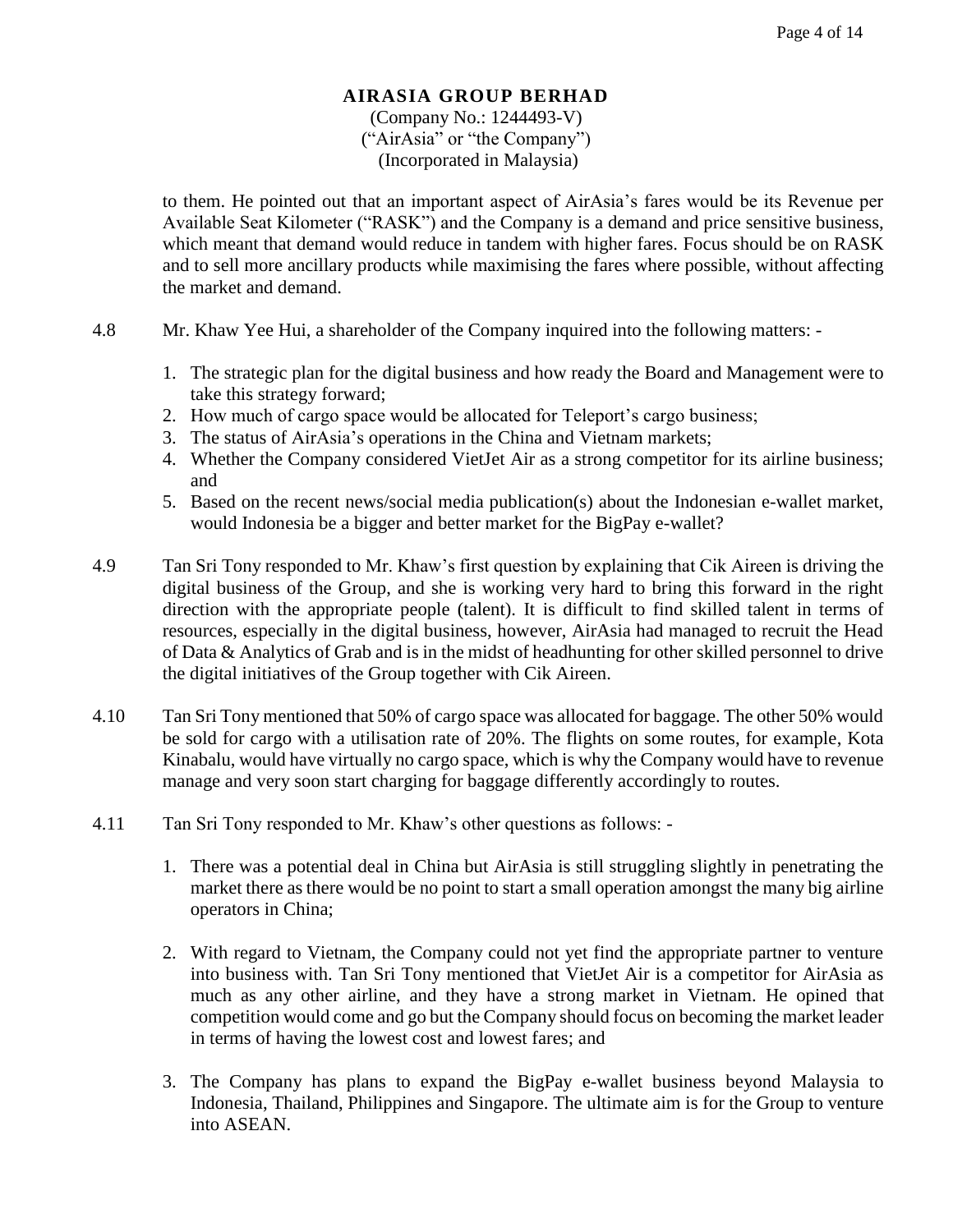**AIRASIA GROUP BERHAD**
(Company No.: 1244493-V)
("AirAsia" or "the Company")
(Incorporated in Malaysia)

to them. He pointed out that an important aspect of AirAsia's fares would be its Revenue per Available Seat Kilometer ("RASK") and the Company is a demand and price sensitive business, which meant that demand would reduce in tandem with higher fares. Focus should be on RASK and to sell more ancillary products while maximising the fares where possible, without affecting the market and demand.

4.8 Mr. Khaw Yee Hui, a shareholder of the Company inquired into the following matters: -

1. The strategic plan for the digital business and how ready the Board and Management were to take this strategy forward;
2. How much of cargo space would be allocated for Teleport's cargo business;
3. The status of AirAsia's operations in the China and Vietnam markets;
4. Whether the Company considered VietJet Air as a strong competitor for its airline business; and
5. Based on the recent news/social media publication(s) about the Indonesian e-wallet market, would Indonesia be a bigger and better market for the BigPay e-wallet?

4.9 Tan Sri Tony responded to Mr. Khaw's first question by explaining that Cik Aireen is driving the digital business of the Group, and she is working very hard to bring this forward in the right direction with the appropriate people (talent). It is difficult to find skilled talent in terms of resources, especially in the digital business, however, AirAsia had managed to recruit the Head of Data & Analytics of Grab and is in the midst of headhunting for other skilled personnel to drive the digital initiatives of the Group together with Cik Aireen.

4.10 Tan Sri Tony mentioned that 50% of cargo space was allocated for baggage. The other 50% would be sold for cargo with a utilisation rate of 20%. The flights on some routes, for example, Kota Kinabalu, would have virtually no cargo space, which is why the Company would have to revenue manage and very soon start charging for baggage differently accordingly to routes.

4.11 Tan Sri Tony responded to Mr. Khaw's other questions as follows: -

1. There was a potential deal in China but AirAsia is still struggling slightly in penetrating the market there as there would be no point to start a small operation amongst the many big airline operators in China;

2. With regard to Vietnam, the Company could not yet find the appropriate partner to venture into business with. Tan Sri Tony mentioned that VietJet Air is a competitor for AirAsia as much as any other airline, and they have a strong market in Vietnam. He opined that competition would come and go but the Company should focus on becoming the market leader in terms of having the lowest cost and lowest fares; and

3. The Company has plans to expand the BigPay e-wallet business beyond Malaysia to Indonesia, Thailand, Philippines and Singapore. The ultimate aim is for the Group to venture into ASEAN.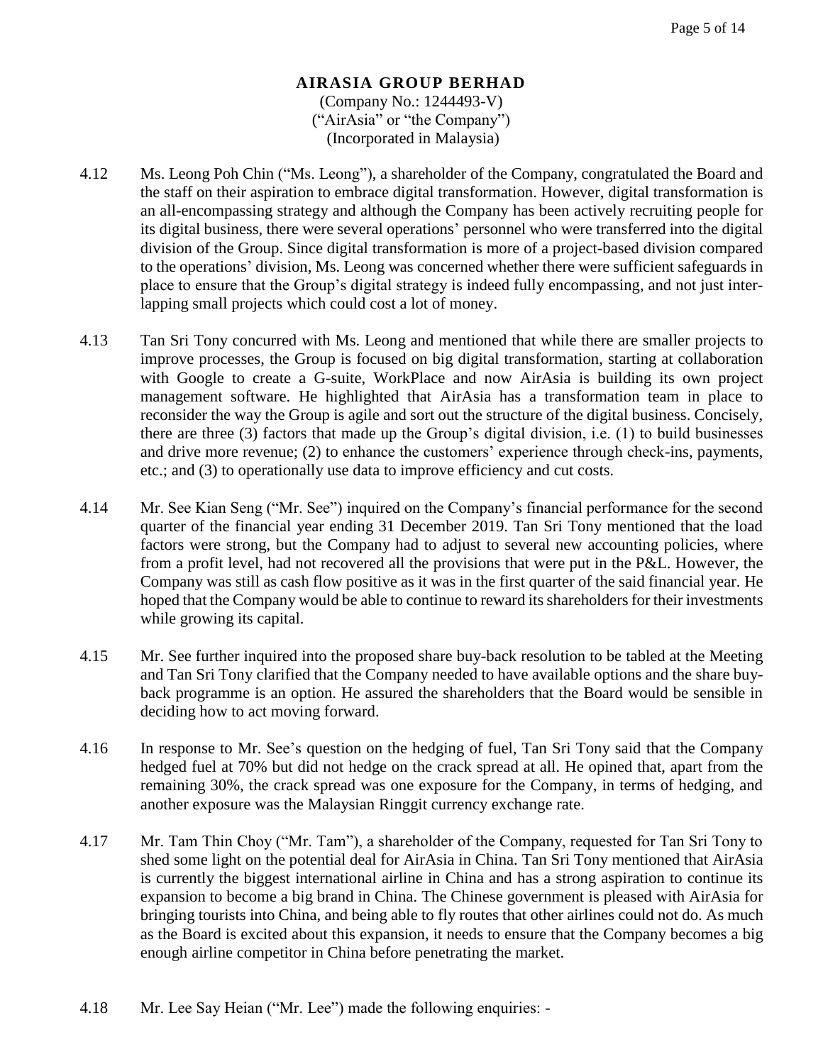**AIRASIA GROUP BERHAD**
(Company No.: 1244493-V)
("AirAsia" or "the Company")
(Incorporated in Malaysia)

4.12 Ms. Leong Poh Chin ("Ms. Leong"), a shareholder of the Company, congratulated the Board and the staff on their aspiration to embrace digital transformation. However, digital transformation is an all-encompassing strategy and although the Company has been actively recruiting people for its digital business, there were several operations' personnel who were transferred into the digital division of the Group. Since digital transformation is more of a project-based division compared to the operations' division, Ms. Leong was concerned whether there were sufficient safeguards in place to ensure that the Group's digital strategy is indeed fully encompassing, and not just inter-lapping small projects which could cost a lot of money.

4.13 Tan Sri Tony concurred with Ms. Leong and mentioned that while there are smaller projects to improve processes, the Group is focused on big digital transformation, starting at collaboration with Google to create a G-suite, WorkPlace and now AirAsia is building its own project management software. He highlighted that AirAsia has a transformation team in place to reconsider the way the Group is agile and sort out the structure of the digital business. Concisely, there are three (3) factors that made up the Group's digital division, i.e. (1) to build businesses and drive more revenue; (2) to enhance the customers' experience through check-ins, payments, etc.; and (3) to operationally use data to improve efficiency and cut costs.

4.14 Mr. See Kian Seng ("Mr. See") inquired on the Company's financial performance for the second quarter of the financial year ending 31 December 2019. Tan Sri Tony mentioned that the load factors were strong, but the Company had to adjust to several new accounting policies, where from a profit level, had not recovered all the provisions that were put in the P&L. However, the Company was still as cash flow positive as it was in the first quarter of the said financial year. He hoped that the Company would be able to continue to reward its shareholders for their investments while growing its capital.

4.15 Mr. See further inquired into the proposed share buy-back resolution to be tabled at the Meeting and Tan Sri Tony clarified that the Company needed to have available options and the share buy-back programme is an option. He assured the shareholders that the Board would be sensible in deciding how to act moving forward.

4.16 In response to Mr. See's question on the hedging of fuel, Tan Sri Tony said that the Company hedged fuel at 70% but did not hedge on the crack spread at all. He opined that, apart from the remaining 30%, the crack spread was one exposure for the Company, in terms of hedging, and another exposure was the Malaysian Ringgit currency exchange rate.

4.17 Mr. Tam Thin Choy ("Mr. Tam"), a shareholder of the Company, requested for Tan Sri Tony to shed some light on the potential deal for AirAsia in China. Tan Sri Tony mentioned that AirAsia is currently the biggest international airline in China and has a strong aspiration to continue its expansion to become a big brand in China. The Chinese government is pleased with AirAsia for bringing tourists into China, and being able to fly routes that other airlines could not do. As much as the Board is excited about this expansion, it needs to ensure that the Company becomes a big enough airline competitor in China before penetrating the market.

4.18 Mr. Lee Say Heian ("Mr. Lee") made the following enquiries: -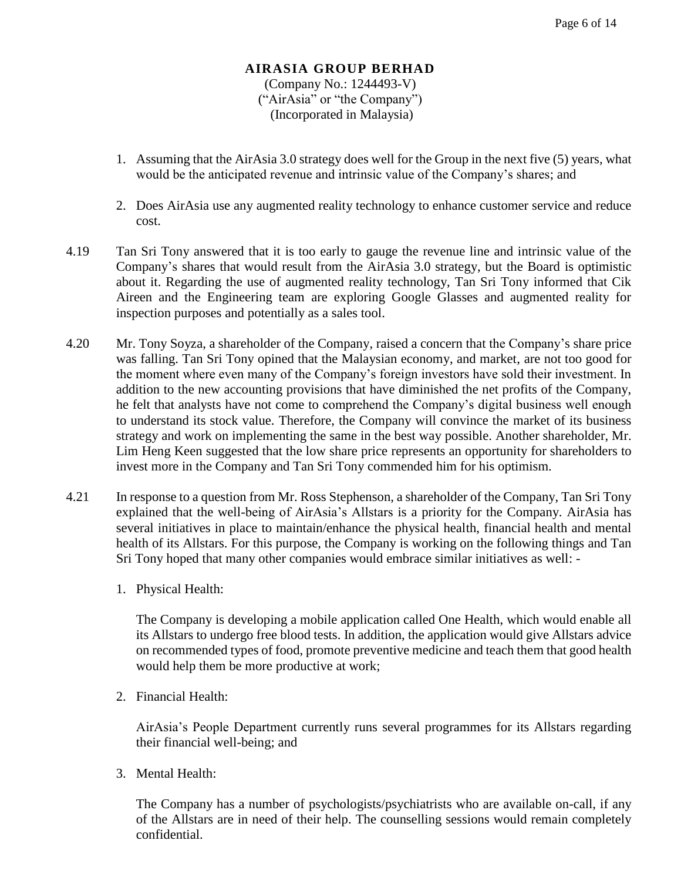**AIRASIA GROUP BERHAD**
(Company No.: 1244493-V)
("AirAsia" or "the Company")
(Incorporated in Malaysia)

1. Assuming that the AirAsia 3.0 strategy does well for the Group in the next five (5) years, what would be the anticipated revenue and intrinsic value of the Company's shares; and

2. Does AirAsia use any augmented reality technology to enhance customer service and reduce cost.

4.19 Tan Sri Tony answered that it is too early to gauge the revenue line and intrinsic value of the Company's shares that would result from the AirAsia 3.0 strategy, but the Board is optimistic about it. Regarding the use of augmented reality technology, Tan Sri Tony informed that Cik Aireen and the Engineering team are exploring Google Glasses and augmented reality for inspection purposes and potentially as a sales tool.

4.20 Mr. Tony Soyza, a shareholder of the Company, raised a concern that the Company's share price was falling. Tan Sri Tony opined that the Malaysian economy, and market, are not too good for the moment where even many of the Company's foreign investors have sold their investment. In addition to the new accounting provisions that have diminished the net profits of the Company, he felt that analysts have not come to comprehend the Company's digital business well enough to understand its stock value. Therefore, the Company will convince the market of its business strategy and work on implementing the same in the best way possible. Another shareholder, Mr. Lim Heng Keen suggested that the low share price represents an opportunity for shareholders to invest more in the Company and Tan Sri Tony commended him for his optimism.

4.21 In response to a question from Mr. Ross Stephenson, a shareholder of the Company, Tan Sri Tony explained that the well-being of AirAsia's Allstars is a priority for the Company. AirAsia has several initiatives in place to maintain/enhance the physical health, financial health and mental health of its Allstars. For this purpose, the Company is working on the following things and Tan Sri Tony hoped that many other companies would embrace similar initiatives as well: -

1. Physical Health:

   The Company is developing a mobile application called One Health, which would enable all its Allstars to undergo free blood tests. In addition, the application would give Allstars advice on recommended types of food, promote preventive medicine and teach them that good health would help them be more productive at work;

2. Financial Health:

   AirAsia's People Department currently runs several programmes for its Allstars regarding their financial well-being; and

3. Mental Health:

   The Company has a number of psychologists/psychiatrists who are available on-call, if any of the Allstars are in need of their help. The counselling sessions would remain completely confidential.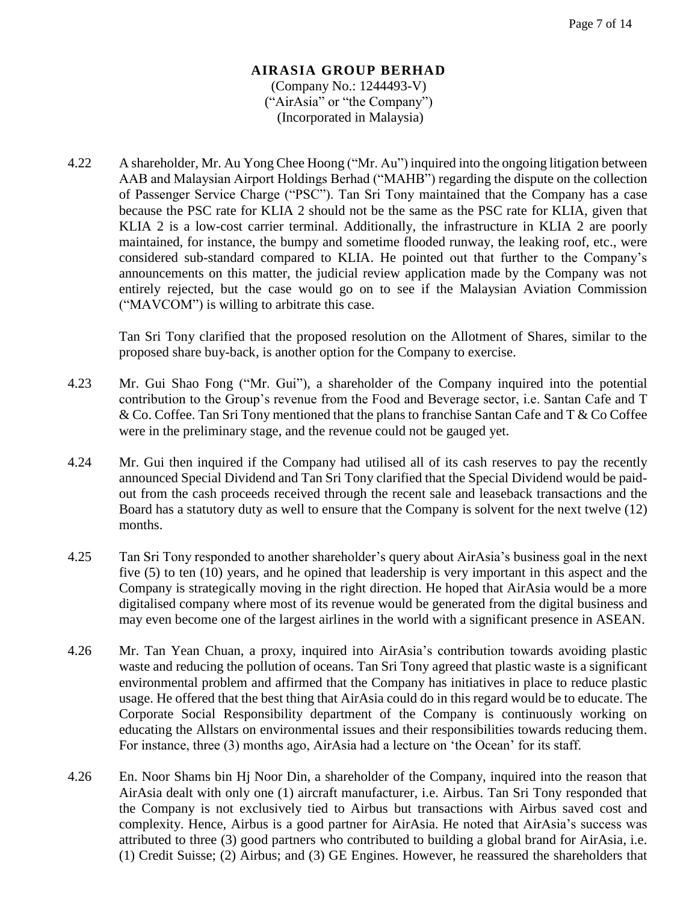**AIRASIA GROUP BERHAD**
(Company No.: 1244493-V)
("AirAsia" or "the Company")
(Incorporated in Malaysia)

4.22 A shareholder, Mr. Au Yong Chee Hoong ("Mr. Au") inquired into the ongoing litigation between AAB and Malaysian Airport Holdings Berhad ("MAHB") regarding the dispute on the collection of Passenger Service Charge ("PSC"). Tan Sri Tony maintained that the Company has a case because the PSC rate for KLIA 2 should not be the same as the PSC rate for KLIA, given that KLIA 2 is a low-cost carrier terminal. Additionally, the infrastructure in KLIA 2 are poorly maintained, for instance, the bumpy and sometime flooded runway, the leaking roof, etc., were considered sub-standard compared to KLIA. He pointed out that further to the Company's announcements on this matter, the judicial review application made by the Company was not entirely rejected, but the case would go on to see if the Malaysian Aviation Commission ("MAVCOM") is willing to arbitrate this case.

Tan Sri Tony clarified that the proposed resolution on the Allotment of Shares, similar to the proposed share buy-back, is another option for the Company to exercise.

4.23 Mr. Gui Shao Fong ("Mr. Gui"), a shareholder of the Company inquired into the potential contribution to the Group's revenue from the Food and Beverage sector, i.e. Santan Cafe and T & Co. Coffee. Tan Sri Tony mentioned that the plans to franchise Santan Cafe and T & Co Coffee were in the preliminary stage, and the revenue could not be gauged yet.

4.24 Mr. Gui then inquired if the Company had utilised all of its cash reserves to pay the recently announced Special Dividend and Tan Sri Tony clarified that the Special Dividend would be paid-out from the cash proceeds received through the recent sale and leaseback transactions and the Board has a statutory duty as well to ensure that the Company is solvent for the next twelve (12) months.

4.25 Tan Sri Tony responded to another shareholder's query about AirAsia's business goal in the next five (5) to ten (10) years, and he opined that leadership is very important in this aspect and the Company is strategically moving in the right direction. He hoped that AirAsia would be a more digitalised company where most of its revenue would be generated from the digital business and may even become one of the largest airlines in the world with a significant presence in ASEAN.

4.26 Mr. Tan Yean Chuan, a proxy, inquired into AirAsia's contribution towards avoiding plastic waste and reducing the pollution of oceans. Tan Sri Tony agreed that plastic waste is a significant environmental problem and affirmed that the Company has initiatives in place to reduce plastic usage. He offered that the best thing that AirAsia could do in this regard would be to educate. The Corporate Social Responsibility department of the Company is continuously working on educating the Allstars on environmental issues and their responsibilities towards reducing them. For instance, three (3) months ago, AirAsia had a lecture on 'the Ocean' for its staff.

4.26 En. Noor Shams bin Hj Noor Din, a shareholder of the Company, inquired into the reason that AirAsia dealt with only one (1) aircraft manufacturer, i.e. Airbus. Tan Sri Tony responded that the Company is not exclusively tied to Airbus but transactions with Airbus saved cost and complexity. Hence, Airbus is a good partner for AirAsia. He noted that AirAsia's success was attributed to three (3) good partners who contributed to building a global brand for AirAsia, i.e. (1) Credit Suisse; (2) Airbus; and (3) GE Engines. However, he reassured the shareholders that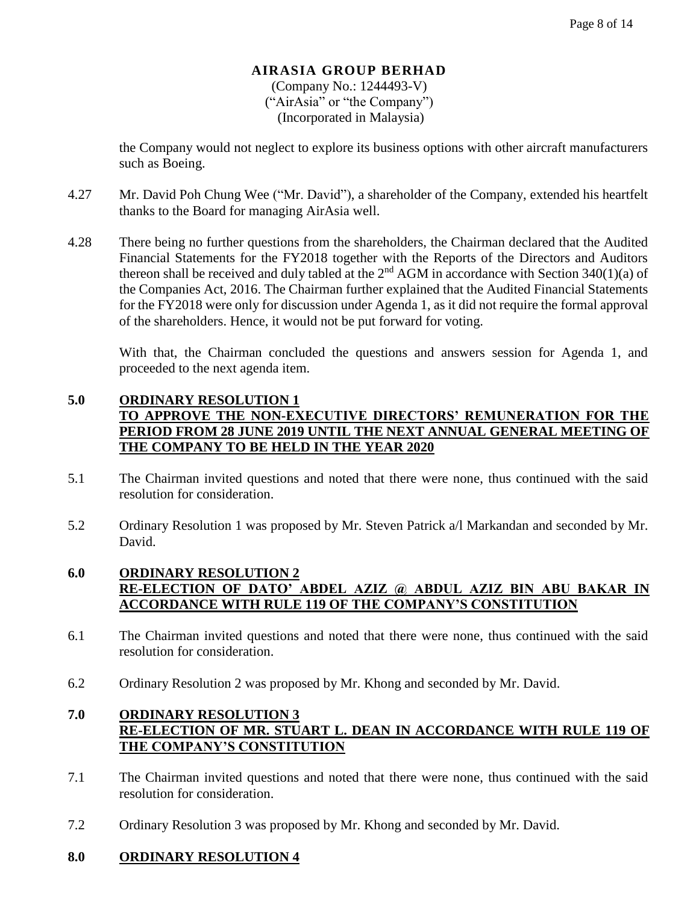**AIRASIA GROUP BERHAD**
(Company No.: 1244493-V)
("AirAsia" or "the Company")
(Incorporated in Malaysia)

the Company would not neglect to explore its business options with other aircraft manufacturers such as Boeing.

4.27 Mr. David Poh Chung Wee ("Mr. David"), a shareholder of the Company, extended his heartfelt thanks to the Board for managing AirAsia well.

4.28 There being no further questions from the shareholders, the Chairman declared that the Audited Financial Statements for the FY2018 together with the Reports of the Directors and Auditors thereon shall be received and duly tabled at the 2nd AGM in accordance with Section 340(1)(a) of the Companies Act, 2016. The Chairman further explained that the Audited Financial Statements for the FY2018 were only for discussion under Agenda 1, as it did not require the formal approval of the shareholders. Hence, it would not be put forward for voting.

With that, the Chairman concluded the questions and answers session for Agenda 1, and proceeded to the next agenda item.

## 5.0 ORDINARY RESOLUTION 1 TO APPROVE THE NON-EXECUTIVE DIRECTORS' REMUNERATION FOR THE PERIOD FROM 28 JUNE 2019 UNTIL THE NEXT ANNUAL GENERAL MEETING OF THE COMPANY TO BE HELD IN THE YEAR 2020

5.1 The Chairman invited questions and noted that there were none, thus continued with the said resolution for consideration.

5.2 Ordinary Resolution 1 was proposed by Mr. Steven Patrick a/l Markandan and seconded by Mr. David.

## 6.0 ORDINARY RESOLUTION 2 RE-ELECTION OF DATO' ABDEL AZIZ @ ABDUL AZIZ BIN ABU BAKAR IN ACCORDANCE WITH RULE 119 OF THE COMPANY'S CONSTITUTION

6.1 The Chairman invited questions and noted that there were none, thus continued with the said resolution for consideration.

6.2 Ordinary Resolution 2 was proposed by Mr. Khong and seconded by Mr. David.

## 7.0 ORDINARY RESOLUTION 3 RE-ELECTION OF MR. STUART L. DEAN IN ACCORDANCE WITH RULE 119 OF THE COMPANY'S CONSTITUTION

7.1 The Chairman invited questions and noted that there were none, thus continued with the said resolution for consideration.

7.2 Ordinary Resolution 3 was proposed by Mr. Khong and seconded by Mr. David.

## 8.0 ORDINARY RESOLUTION 4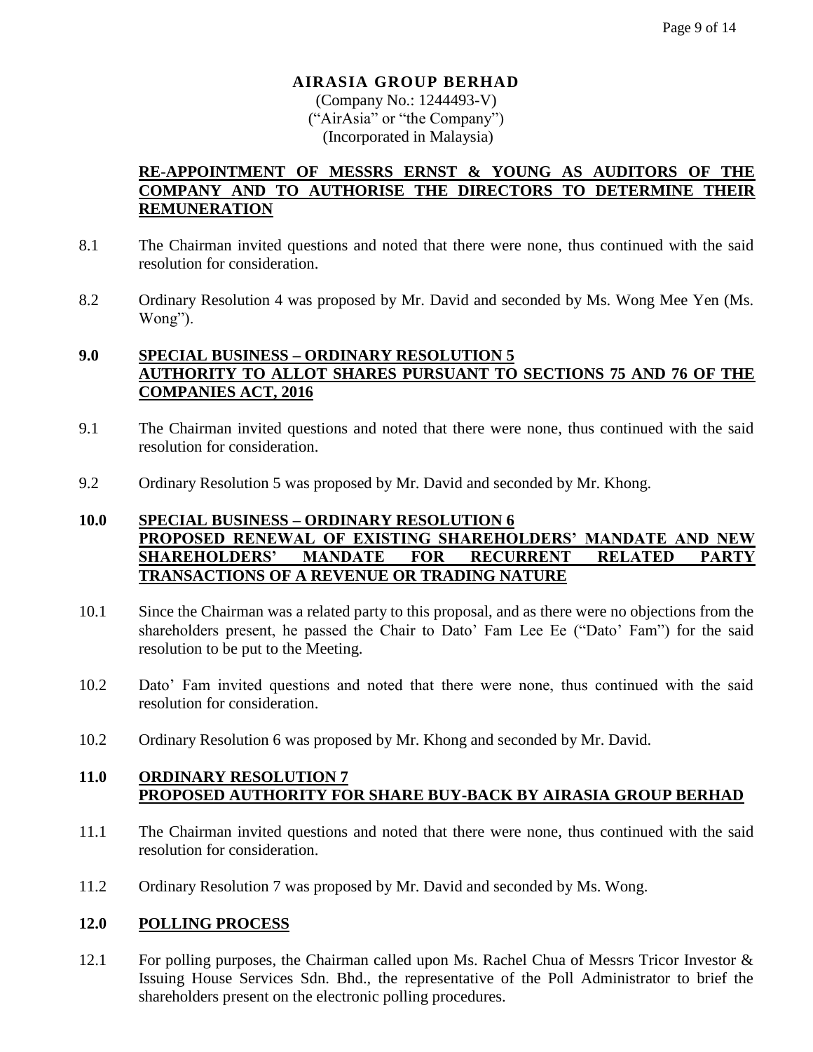**AIRASIA GROUP BERHAD**
(Company No.: 1244493-V)
("AirAsia" or "the Company")
(Incorporated in Malaysia)

## RE-APPOINTMENT OF MESSRS ERNST & YOUNG AS AUDITORS OF THE COMPANY AND TO AUTHORISE THE DIRECTORS TO DETERMINE THEIR REMUNERATION

8.1 The Chairman invited questions and noted that there were none, thus continued with the said resolution for consideration.

8.2 Ordinary Resolution 4 was proposed by Mr. David and seconded by Ms. Wong Mee Yen (Ms. Wong").

## 9.0 SPECIAL BUSINESS – ORDINARY RESOLUTION 5 AUTHORITY TO ALLOT SHARES PURSUANT TO SECTIONS 75 AND 76 OF THE COMPANIES ACT, 2016

9.1 The Chairman invited questions and noted that there were none, thus continued with the said resolution for consideration.

9.2 Ordinary Resolution 5 was proposed by Mr. David and seconded by Mr. Khong.

## 10.0 SPECIAL BUSINESS – ORDINARY RESOLUTION 6 PROPOSED RENEWAL OF EXISTING SHAREHOLDERS' MANDATE AND NEW SHAREHOLDERS' MANDATE FOR RECURRENT RELATED PARTY TRANSACTIONS OF A REVENUE OR TRADING NATURE

10.1 Since the Chairman was a related party to this proposal, and as there were no objections from the shareholders present, he passed the Chair to Dato' Fam Lee Ee ("Dato' Fam") for the said resolution to be put to the Meeting.

10.2 Dato' Fam invited questions and noted that there were none, thus continued with the said resolution for consideration.

10.2 Ordinary Resolution 6 was proposed by Mr. Khong and seconded by Mr. David.

## 11.0 ORDINARY RESOLUTION 7 PROPOSED AUTHORITY FOR SHARE BUY-BACK BY AIRASIA GROUP BERHAD

11.1 The Chairman invited questions and noted that there were none, thus continued with the said resolution for consideration.

11.2 Ordinary Resolution 7 was proposed by Mr. David and seconded by Ms. Wong.

## 12.0 POLLING PROCESS

12.1 For polling purposes, the Chairman called upon Ms. Rachel Chua of Messrs Tricor Investor & Issuing House Services Sdn. Bhd., the representative of the Poll Administrator to brief the shareholders present on the electronic polling procedures.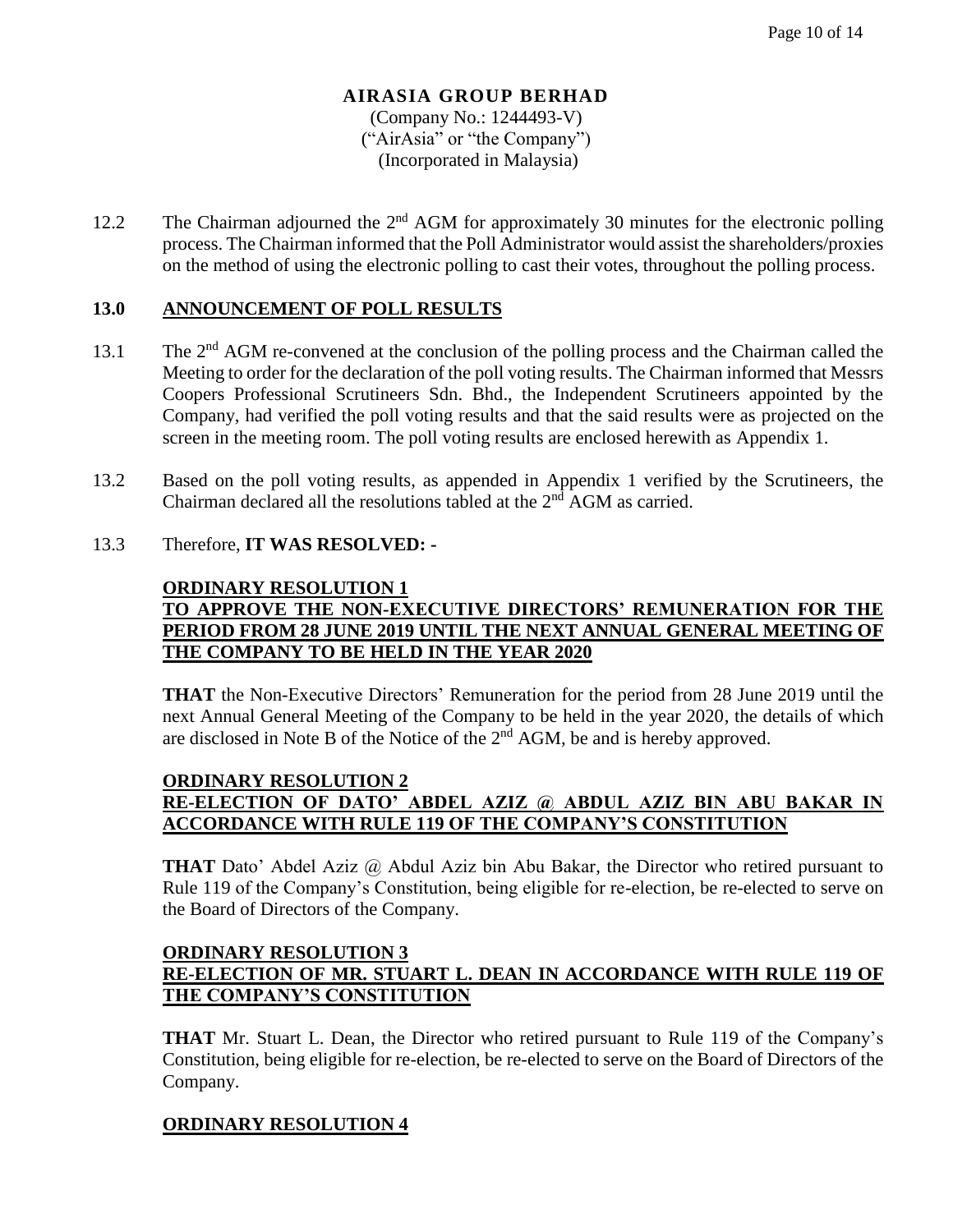**AIRASIA GROUP BERHAD**
(Company No.: 1244493-V)
("AirAsia" or "the Company")
(Incorporated in Malaysia)

12.2 The Chairman adjourned the 2nd AGM for approximately 30 minutes for the electronic polling process. The Chairman informed that the Poll Administrator would assist the shareholders/proxies on the method of using the electronic polling to cast their votes, throughout the polling process.

## 13.0 ANNOUNCEMENT OF POLL RESULTS

13.1 The 2nd AGM re-convened at the conclusion of the polling process and the Chairman called the Meeting to order for the declaration of the poll voting results. The Chairman informed that Messrs Coopers Professional Scrutineers Sdn. Bhd., the Independent Scrutineers appointed by the Company, had verified the poll voting results and that the said results were as projected on the screen in the meeting room. The poll voting results are enclosed herewith as Appendix 1.

13.2 Based on the poll voting results, as appended in Appendix 1 verified by the Scrutineers, the Chairman declared all the resolutions tabled at the 2nd AGM as carried.

13.3 Therefore, **IT WAS RESOLVED: -**

**ORDINARY RESOLUTION 1**
**TO APPROVE THE NON-EXECUTIVE DIRECTORS' REMUNERATION FOR THE PERIOD FROM 28 JUNE 2019 UNTIL THE NEXT ANNUAL GENERAL MEETING OF THE COMPANY TO BE HELD IN THE YEAR 2020**

**THAT** the Non-Executive Directors' Remuneration for the period from 28 June 2019 until the next Annual General Meeting of the Company to be held in the year 2020, the details of which are disclosed in Note B of the Notice of the 2nd AGM, be and is hereby approved.

**ORDINARY RESOLUTION 2**
**RE-ELECTION OF DATO' ABDEL AZIZ @ ABDUL AZIZ BIN ABU BAKAR IN ACCORDANCE WITH RULE 119 OF THE COMPANY'S CONSTITUTION**

**THAT** Dato' Abdel Aziz @ Abdul Aziz bin Abu Bakar, the Director who retired pursuant to Rule 119 of the Company's Constitution, being eligible for re-election, be re-elected to serve on the Board of Directors of the Company.

**ORDINARY RESOLUTION 3**
**RE-ELECTION OF MR. STUART L. DEAN IN ACCORDANCE WITH RULE 119 OF THE COMPANY'S CONSTITUTION**

**THAT** Mr. Stuart L. Dean, the Director who retired pursuant to Rule 119 of the Company's Constitution, being eligible for re-election, be re-elected to serve on the Board of Directors of the Company.

**ORDINARY RESOLUTION 4**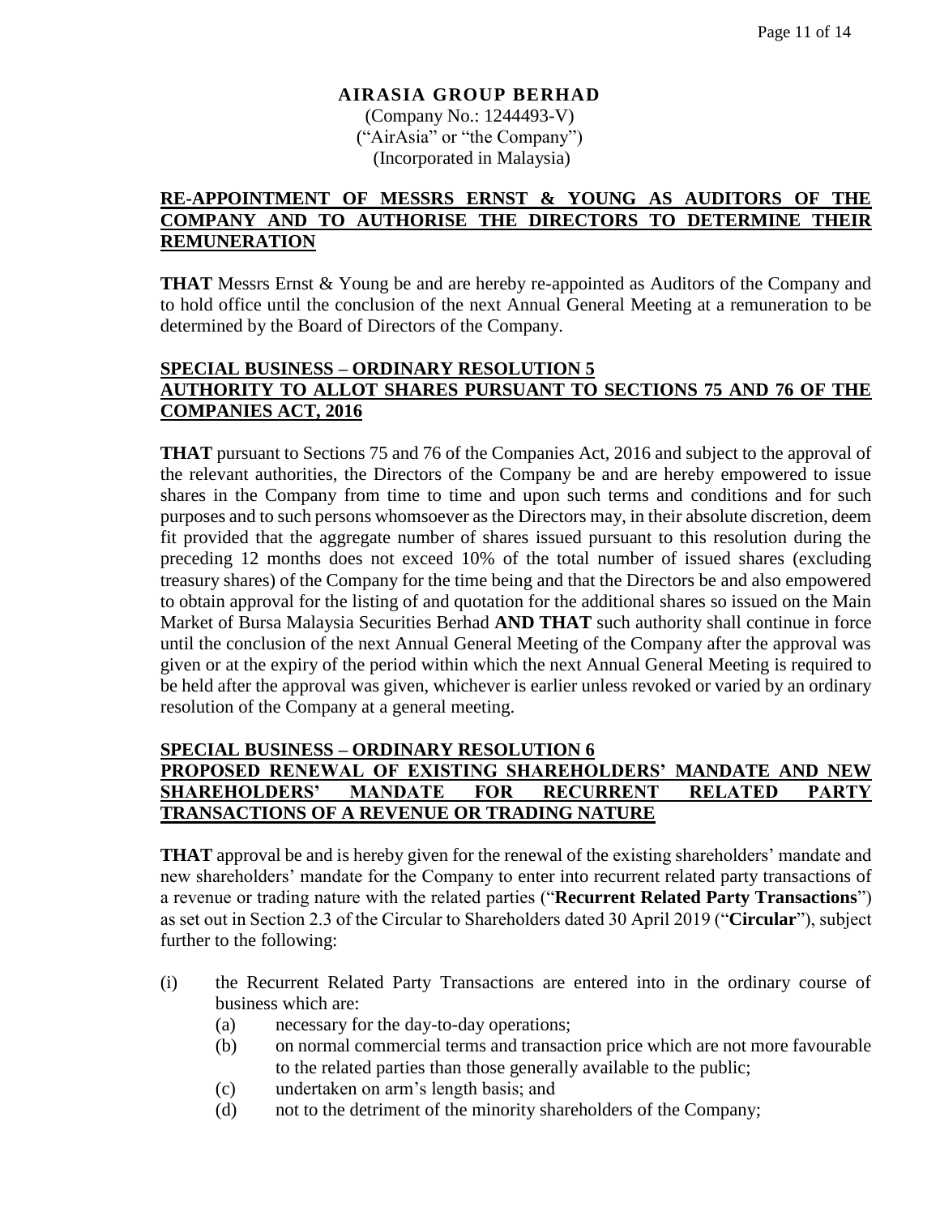## AIRASIA GROUP BERHAD

(Company No.: 1244493-V)
("AirAsia" or "the Company")
(Incorporated in Malaysia)

### RE-APPOINTMENT OF MESSRS ERNST & YOUNG AS AUDITORS OF THE COMPANY AND TO AUTHORISE THE DIRECTORS TO DETERMINE THEIR REMUNERATION

**THAT** Messrs Ernst & Young be and are hereby re-appointed as Auditors of the Company and to hold office until the conclusion of the next Annual General Meeting at a remuneration to be determined by the Board of Directors of the Company.

### SPECIAL BUSINESS – ORDINARY RESOLUTION 5
### AUTHORITY TO ALLOT SHARES PURSUANT TO SECTIONS 75 AND 76 OF THE COMPANIES ACT, 2016

**THAT** pursuant to Sections 75 and 76 of the Companies Act, 2016 and subject to the approval of the relevant authorities, the Directors of the Company be and are hereby empowered to issue shares in the Company from time to time and upon such terms and conditions and for such purposes and to such persons whomsoever as the Directors may, in their absolute discretion, deem fit provided that the aggregate number of shares issued pursuant to this resolution during the preceding 12 months does not exceed 10% of the total number of issued shares (excluding treasury shares) of the Company for the time being and that the Directors be and also empowered to obtain approval for the listing of and quotation for the additional shares so issued on the Main Market of Bursa Malaysia Securities Berhad **AND THAT** such authority shall continue in force until the conclusion of the next Annual General Meeting of the Company after the approval was given or at the expiry of the period within which the next Annual General Meeting is required to be held after the approval was given, whichever is earlier unless revoked or varied by an ordinary resolution of the Company at a general meeting.

### SPECIAL BUSINESS – ORDINARY RESOLUTION 6
### PROPOSED RENEWAL OF EXISTING SHAREHOLDERS' MANDATE AND NEW SHAREHOLDERS' MANDATE FOR RECURRENT RELATED PARTY TRANSACTIONS OF A REVENUE OR TRADING NATURE

**THAT** approval be and is hereby given for the renewal of the existing shareholders' mandate and new shareholders' mandate for the Company to enter into recurrent related party transactions of a revenue or trading nature with the related parties ("**Recurrent Related Party Transactions**") as set out in Section 2.3 of the Circular to Shareholders dated 30 April 2019 ("**Circular**"), subject further to the following:

(i) the Recurrent Related Party Transactions are entered into in the ordinary course of business which are:
  - (a) necessary for the day-to-day operations;
  - (b) on normal commercial terms and transaction price which are not more favourable to the related parties than those generally available to the public;
  - (c) undertaken on arm's length basis; and
  - (d) not to the detriment of the minority shareholders of the Company;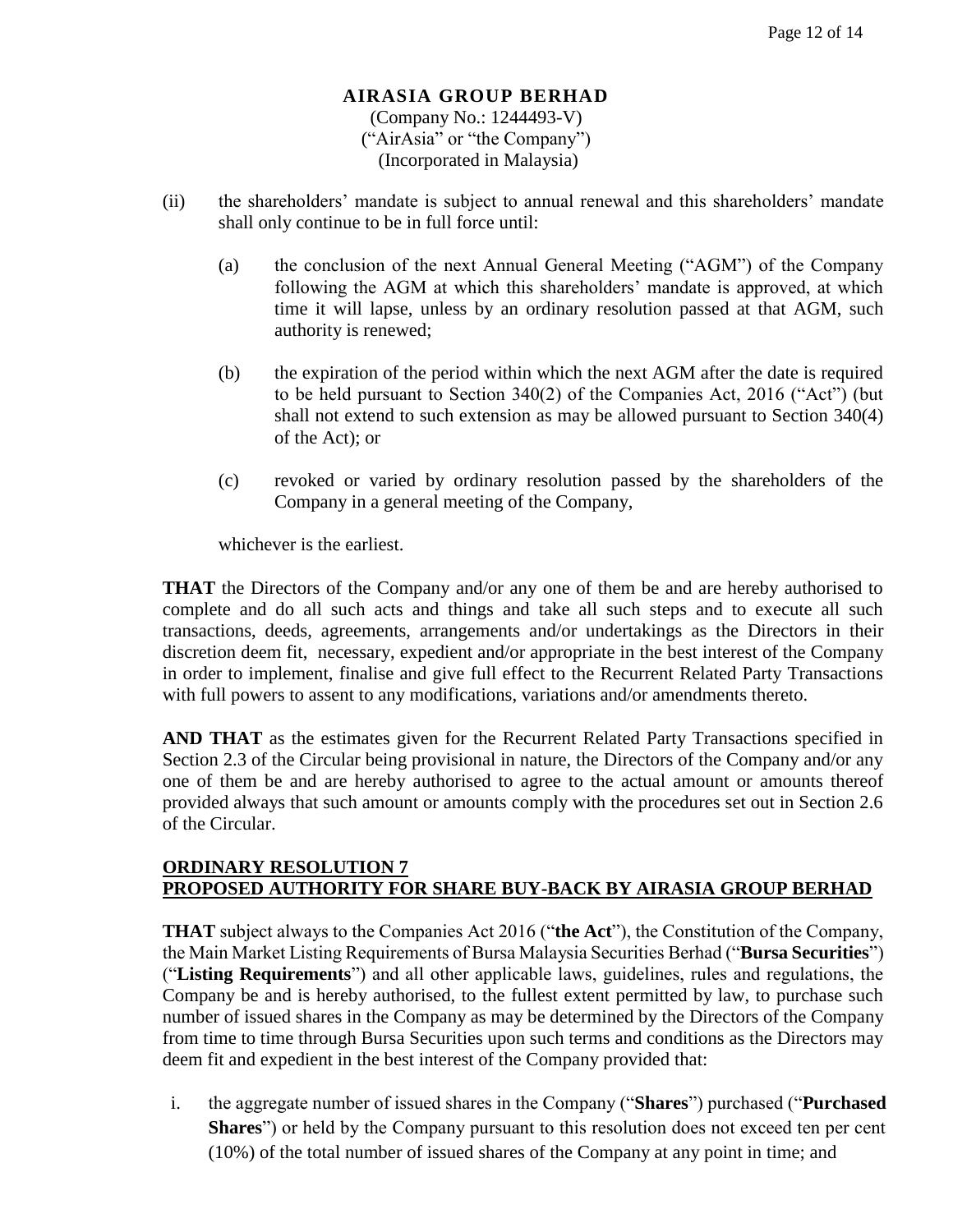**AIRASIA GROUP BERHAD**
(Company No.: 1244493-V)
("AirAsia" or "the Company")
(Incorporated in Malaysia)

(ii) the shareholders' mandate is subject to annual renewal and this shareholders' mandate shall only continue to be in full force until:

(a) the conclusion of the next Annual General Meeting ("AGM") of the Company following the AGM at which this shareholders' mandate is approved, at which time it will lapse, unless by an ordinary resolution passed at that AGM, such authority is renewed;

(b) the expiration of the period within which the next AGM after the date is required to be held pursuant to Section 340(2) of the Companies Act, 2016 ("Act") (but shall not extend to such extension as may be allowed pursuant to Section 340(4) of the Act); or

(c) revoked or varied by ordinary resolution passed by the shareholders of the Company in a general meeting of the Company,

whichever is the earliest.

**THAT** the Directors of the Company and/or any one of them be and are hereby authorised to complete and do all such acts and things and take all such steps and to execute all such transactions, deeds, agreements, arrangements and/or undertakings as the Directors in their discretion deem fit, necessary, expedient and/or appropriate in the best interest of the Company in order to implement, finalise and give full effect to the Recurrent Related Party Transactions with full powers to assent to any modifications, variations and/or amendments thereto.

**AND THAT** as the estimates given for the Recurrent Related Party Transactions specified in Section 2.3 of the Circular being provisional in nature, the Directors of the Company and/or any one of them be and are hereby authorised to agree to the actual amount or amounts thereof provided always that such amount or amounts comply with the procedures set out in Section 2.6 of the Circular.

**ORDINARY RESOLUTION 7**
**PROPOSED AUTHORITY FOR SHARE BUY-BACK BY AIRASIA GROUP BERHAD**

**THAT** subject always to the Companies Act 2016 ("**the Act**"), the Constitution of the Company, the Main Market Listing Requirements of Bursa Malaysia Securities Berhad ("**Bursa Securities**") ("**Listing Requirements**") and all other applicable laws, guidelines, rules and regulations, the Company be and is hereby authorised, to the fullest extent permitted by law, to purchase such number of issued shares in the Company as may be determined by the Directors of the Company from time to time through Bursa Securities upon such terms and conditions as the Directors may deem fit and expedient in the best interest of the Company provided that:

i. the aggregate number of issued shares in the Company ("**Shares**") purchased ("**Purchased Shares**") or held by the Company pursuant to this resolution does not exceed ten per cent (10%) of the total number of issued shares of the Company at any point in time; and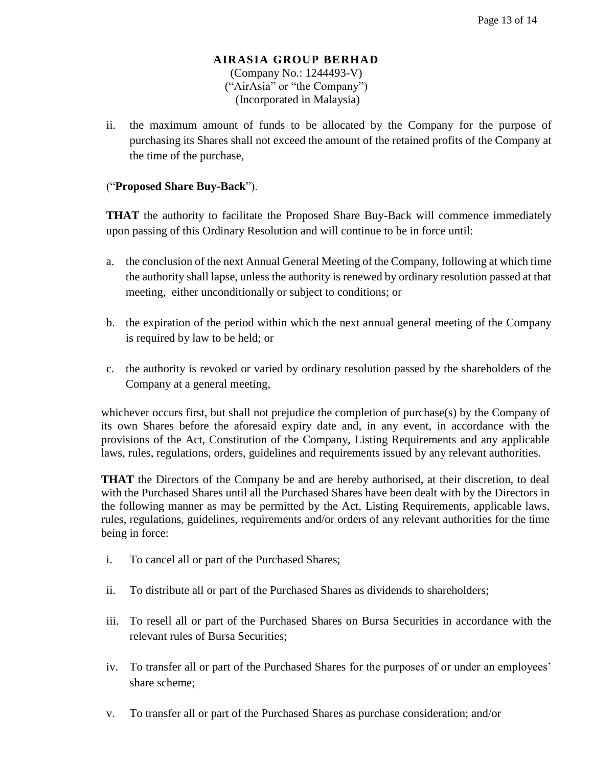**AIRASIA GROUP BERHAD**
(Company No.: 1244493-V)
("AirAsia" or "the Company")
(Incorporated in Malaysia)

ii. the maximum amount of funds to be allocated by the Company for the purpose of purchasing its Shares shall not exceed the amount of the retained profits of the Company at the time of the purchase,

("**Proposed Share Buy-Back**").

**THAT** the authority to facilitate the Proposed Share Buy-Back will commence immediately upon passing of this Ordinary Resolution and will continue to be in force until:

a. the conclusion of the next Annual General Meeting of the Company, following at which time the authority shall lapse, unless the authority is renewed by ordinary resolution passed at that meeting, either unconditionally or subject to conditions; or

b. the expiration of the period within which the next annual general meeting of the Company is required by law to be held; or

c. the authority is revoked or varied by ordinary resolution passed by the shareholders of the Company at a general meeting,

whichever occurs first, but shall not prejudice the completion of purchase(s) by the Company of its own Shares before the aforesaid expiry date and, in any event, in accordance with the provisions of the Act, Constitution of the Company, Listing Requirements and any applicable laws, rules, regulations, orders, guidelines and requirements issued by any relevant authorities.

**THAT** the Directors of the Company be and are hereby authorised, at their discretion, to deal with the Purchased Shares until all the Purchased Shares have been dealt with by the Directors in the following manner as may be permitted by the Act, Listing Requirements, applicable laws, rules, regulations, guidelines, requirements and/or orders of any relevant authorities for the time being in force:

i. To cancel all or part of the Purchased Shares;

ii. To distribute all or part of the Purchased Shares as dividends to shareholders;

iii. To resell all or part of the Purchased Shares on Bursa Securities in accordance with the relevant rules of Bursa Securities;

iv. To transfer all or part of the Purchased Shares for the purposes of or under an employees' share scheme;

v. To transfer all or part of the Purchased Shares as purchase consideration; and/or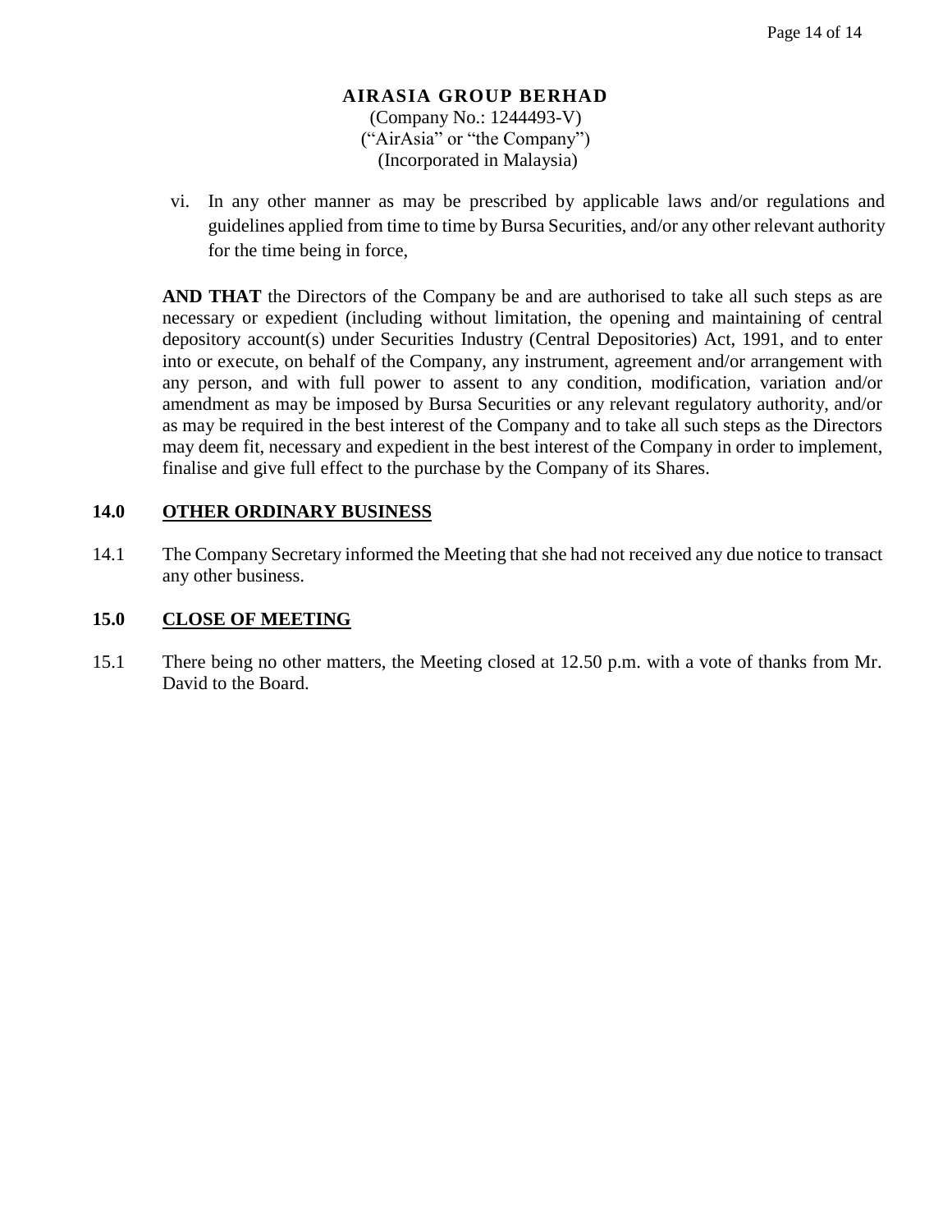vi. In any other manner as may be prescribed by applicable laws and/or regulations and guidelines applied from time to time by Bursa Securities, and/or any other relevant authority for the time being in force,

**AND THAT** the Directors of the Company be and are authorised to take all such steps as are necessary or expedient (including without limitation, the opening and maintaining of central depository account(s) under Securities Industry (Central Depositories) Act, 1991, and to enter into or execute, on behalf of the Company, any instrument, agreement and/or arrangement with any person, and with full power to assent to any condition, modification, variation and/or amendment as may be imposed by Bursa Securities or any relevant regulatory authority, and/or as may be required in the best interest of the Company and to take all such steps as the Directors may deem fit, necessary and expedient in the best interest of the Company in order to implement, finalise and give full effect to the purchase by the Company of its Shares.

## 14.0 OTHER ORDINARY BUSINESS

14.1 The Company Secretary informed the Meeting that she had not received any due notice to transact any other business.

## 15.0 CLOSE OF MEETING

15.1 There being no other matters, the Meeting closed at 12.50 p.m. with a vote of thanks from Mr. David to the Board.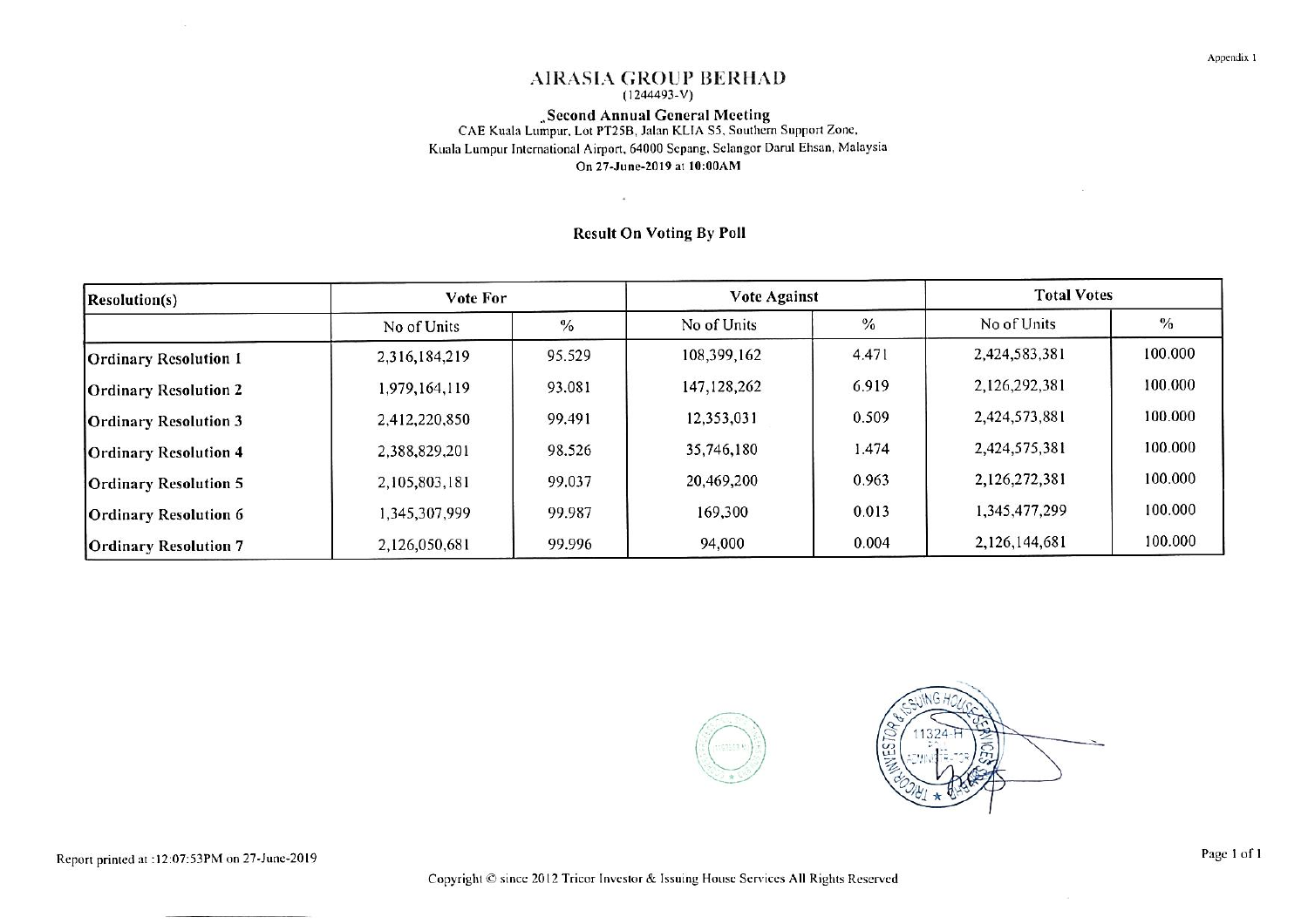Appendix 1

# AIRASIA GROUP BERHAD

(1244493-V)

## Second Annual General Meeting

CAE Kuala Lumpur, Lot PT25B, Jalan KLIA S5, Southern Support Zone, Kuala Lumpur International Airport, 64000 Sepang, Selangor Darul Ehsan, Malaysia

On 27-June-2019 at 10:00AM

### Result On Voting By Poll

| Resolution(s) | Vote For | | Vote Against | | Total Votes | |
|---|---|---|---|---|---|---|
| | No of Units | % | No of Units | % | No of Units | % |
| Ordinary Resolution 1 | 2,316,184,219 | 95.529 | 108,399,162 | 4.471 | 2,424,583,381 | 100.000 |
| Ordinary Resolution 2 | 1,979,164,119 | 93.081 | 147,128,262 | 6.919 | 2,126,292,381 | 100.000 |
| Ordinary Resolution 3 | 2,412,220,850 | 99.491 | 12,353,031 | 0.509 | 2,424,573,881 | 100.000 |
| Ordinary Resolution 4 | 2,388,829,201 | 98.526 | 35,746,180 | 1.474 | 2,424,575,381 | 100.000 |
| Ordinary Resolution 5 | 2,105,803,181 | 99.037 | 20,469,200 | 0.963 | 2,126,272,381 | 100.000 |
| Ordinary Resolution 6 | 1,345,307,999 | 99.987 | 169,300 | 0.013 | 1,345,477,299 | 100.000 |
| Ordinary Resolution 7 | 2,126,050,681 | 99.996 | 94,000 | 0.004 | 2,126,144,681 | 100.000 |

Report printed at :12:07:53PM on 27-June-2019

Copyright © since 2012 Tricor Investor & Issuing House Services All Rights Reserved